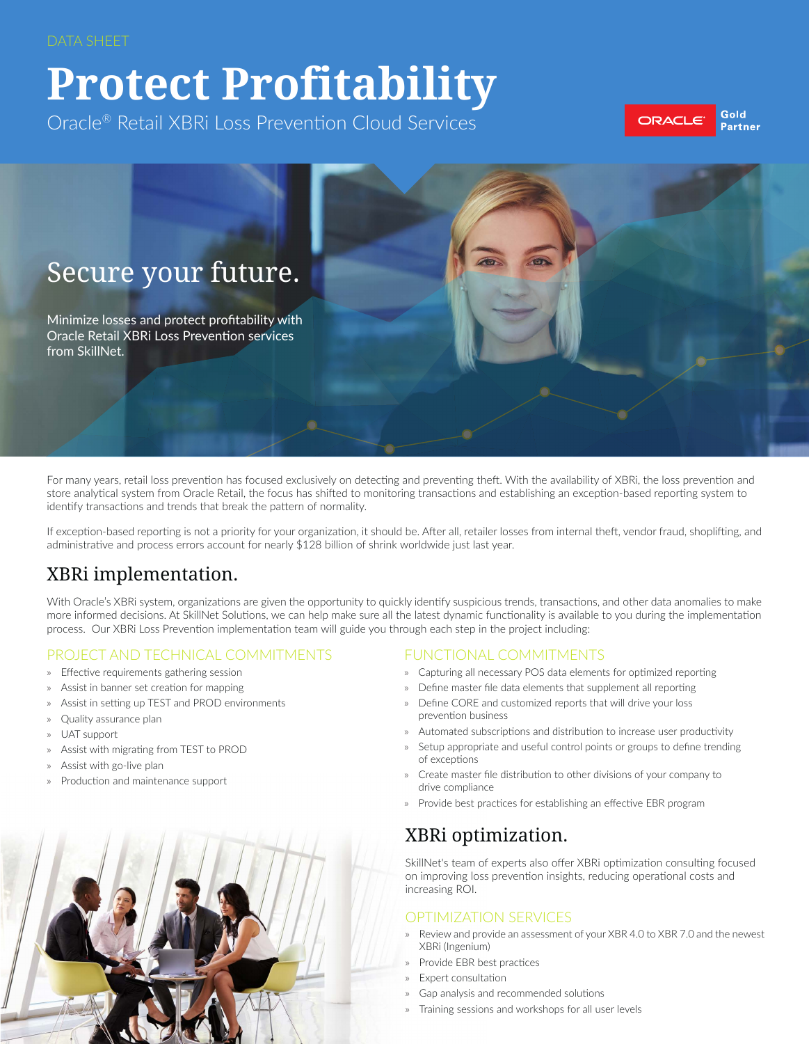DATA SHEET

# Protect Profitability

Oracle® Retail XBRi Loss Prevention Cloud Services

ORACLE Gold Partner

## Secure your future.

Minimize losses and protect profitability with Oracle Retail XBRi Loss Prevention services from SkillNet.

For many years, retail loss prevention has focused exclusively on detecting and preventing theft. With the availability of XBRi, the loss prevention and store analytical system from Oracle Retail, the focus has shifted to monitoring transactions and establishing an exception-based reporting system to identify transactions and trends that break the pattern of normality.

If exception-based reporting is not a priority for your organization, it should be. After all, retailer losses from internal theft, vendor fraud, shoplifting, and administrative and process errors account for nearly $128 billion of shrink worldwide just last year.

## XBRi implementation.

With Oracle's XBRi system, organizations are given the opportunity to quickly identify suspicious trends, transactions, and other data anomalies to make more informed decisions. At SkillNet Solutions, we can help make sure all the latest dynamic functionality is available to you during the implementation process. Our XBRi Loss Prevention implementation team will guide you through each step in the project including:

### PROJECT AND TECHNICAL COMMITMENTS

- Effective requirements gathering session
- Assist in banner set creation for mapping
- Assist in setting up TEST and PROD environments
- Quality assurance plan
- UAT support
- Assist with migrating from TEST to PROD
- Assist with go-live plan
- Production and maintenance support

### FUNCTIONAL COMMITMENTS

- Capturing all necessary POS data elements for optimized reporting
- Define master file data elements that supplement all reporting
- Define CORE and customized reports that will drive your loss prevention business
- Automated subscriptions and distribution to increase user productivity
- Setup appropriate and useful control points or groups to define trending of exceptions
- Create master file distribution to other divisions of your company to drive compliance
- Provide best practices for establishing an effective EBR program

## XBRi optimization.

SkillNet's team of experts also offer XBRi optimization consulting focused on improving loss prevention insights, reducing operational costs and increasing ROI.

### OPTIMIZATION SERVICES

- Review and provide an assessment of your XBR 4.0 to XBR 7.0 and the newest XBRi (Ingenium)
- Provide EBR best practices
- Expert consultation
- Gap analysis and recommended solutions
- Training sessions and workshops for all user levels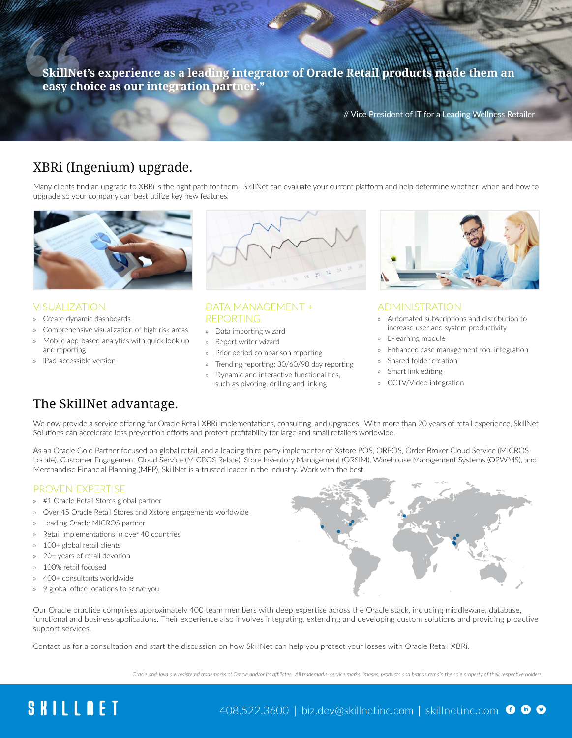> **SkillNet's experience as a leading integrator of Oracle Retail products made them an easy choice as our integration partner."**
>
> // Vice President of IT for a Leading Wellness Retailer

## XBRi (Ingenium) upgrade.

Many clients find an upgrade to XBRi is the right path for them. SkillNet can evaluate your current platform and help determine whether, when and how to upgrade so your company can best utilize key new features.

### VISUALIZATION

- Create dynamic dashboards
- Comprehensive visualization of high risk areas
- Mobile app-based analytics with quick look up and reporting
- iPad-accessible version

### DATA MANAGEMENT + REPORTING

- Data importing wizard
- Report writer wizard
- Prior period comparison reporting
- Trending reporting: 30/60/90 day reporting
- Dynamic and interactive functionalities, such as pivoting, drilling and linking

### ADMINISTRATION

- Automated subscriptions and distribution to increase user and system productivity
- E-learning module
- Enhanced case management tool integration
- Shared folder creation
- Smart link editing
- CCTV/Video integration

## The SkillNet advantage.

We now provide a service offering for Oracle Retail XBRi implementations, consulting, and upgrades. With more than 20 years of retail experience, SkillNet Solutions can accelerate loss prevention efforts and protect profitability for large and small retailers worldwide.

As an Oracle Gold Partner focused on global retail, and a leading third party implementer of Xstore POS, ORPOS, Order Broker Cloud Service (MICROS Locate), Customer Engagement Cloud Service (MICROS Relate), Store Inventory Management (ORSIM), Warehouse Management Systems (ORWMS), and Merchandise Financial Planning (MFP), SkillNet is a trusted leader in the industry. Work with the best.

### PROVEN EXPERTISE

- #1 Oracle Retail Stores global partner
- Over 45 Oracle Retail Stores and Xstore engagements worldwide
- Leading Oracle MICROS partner
- Retail implementations in over 40 countries
- 100+ global retail clients
- 20+ years of retail devotion
- 100% retail focused
- 400+ consultants worldwide
- 9 global office locations to serve you

Our Oracle practice comprises approximately 400 team members with deep expertise across the Oracle stack, including middleware, database, functional and business applications. Their experience also involves integrating, extending and developing custom solutions and providing proactive support services.

Contact us for a consultation and start the discussion on how SkillNet can help you protect your losses with Oracle Retail XBRi.

*Oracle and Java are registered trademarks of Oracle and/or its affiliates. All trademarks, service marks, images, products and brands remain the sole property of their respective holders.*

SKILLNET

408.522.3600 | biz.dev@skillnetinc.com | skillnetinc.com